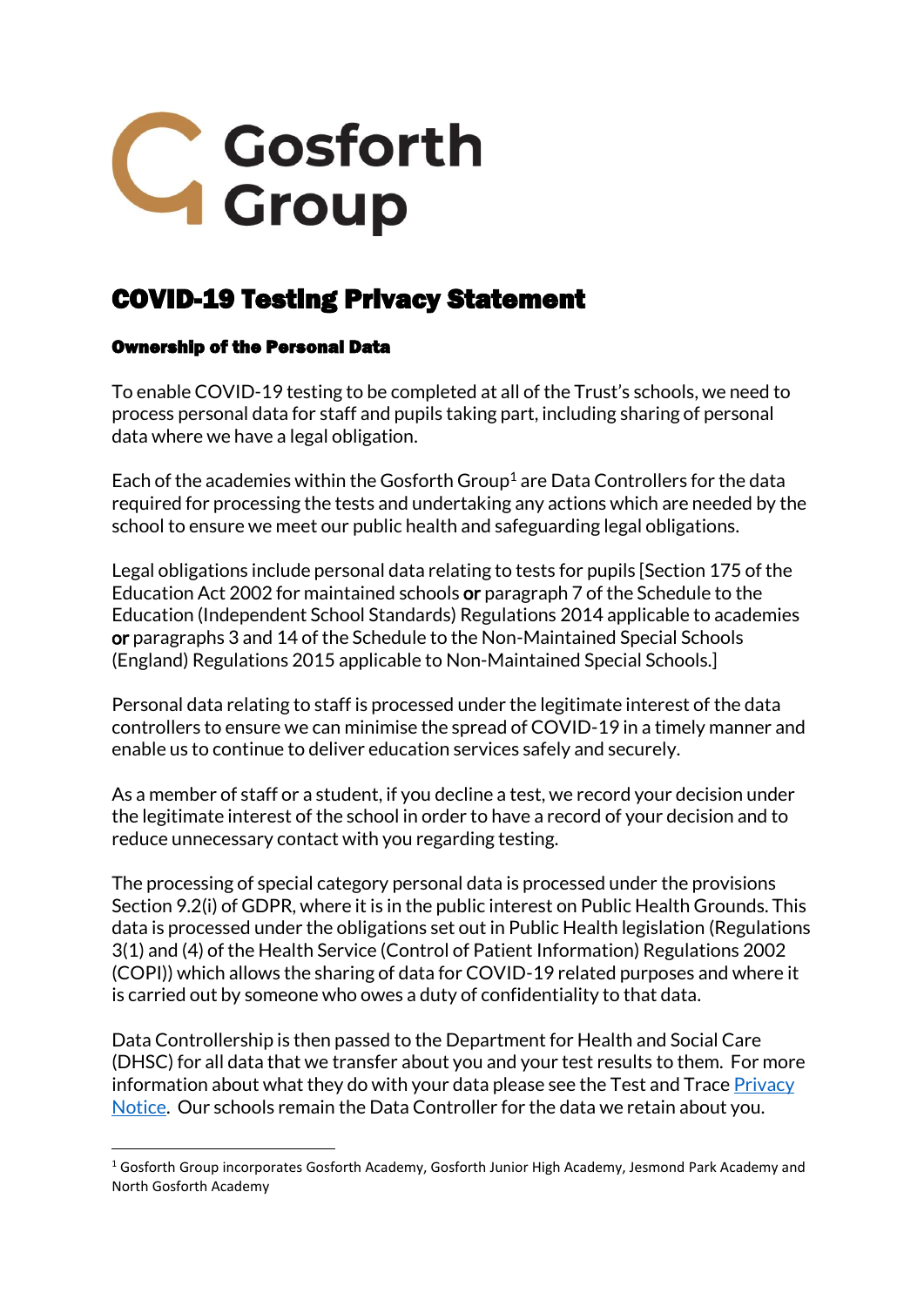Gosforth Group

# COVID-19 Testing Privacy Statement

### Ownership of the Personal Data

To enable COVID-19 testing to be completed at all of the Trust's schools, we need to process personal data for staff and pupils taking part, including sharing of personal data where we have a legal obligation.

Each of the academies within the Gosforth Group[1] are Data Controllers for the data required for processing the tests and undertaking any actions which are needed by the school to ensure we meet our public health and safeguarding legal obligations.

Legal obligations include personal data relating to tests for pupils [Section 175 of the Education Act 2002 for maintained schools **or** paragraph 7 of the Schedule to the Education (Independent School Standards) Regulations 2014 applicable to academies **or** paragraphs 3 and 14 of the Schedule to the Non-Maintained Special Schools (England) Regulations 2015 applicable to Non-Maintained Special Schools.]

Personal data relating to staff is processed under the legitimate interest of the data controllers to ensure we can minimise the spread of COVID-19 in a timely manner and enable us to continue to deliver education services safely and securely.

As a member of staff or a student, if you decline a test, we record your decision under the legitimate interest of the school in order to have a record of your decision and to reduce unnecessary contact with you regarding testing.

The processing of special category personal data is processed under the provisions Section 9.2(i) of GDPR, where it is in the public interest on Public Health Grounds. This data is processed under the obligations set out in Public Health legislation (Regulations 3(1) and (4) of the Health Service (Control of Patient Information) Regulations 2002 (COPI)) which allows the sharing of data for COVID-19 related purposes and where it is carried out by someone who owes a duty of confidentiality to that data.

Data Controllership is then passed to the Department for Health and Social Care (DHSC) for all data that we transfer about you and your test results to them. For more information about what they do with your data please see the Test and Trace [Privacy Notice](). Our schools remain the Data Controller for the data we retain about you.

[1] Gosforth Group incorporates Gosforth Academy, Gosforth Junior High Academy, Jesmond Park Academy and North Gosforth Academy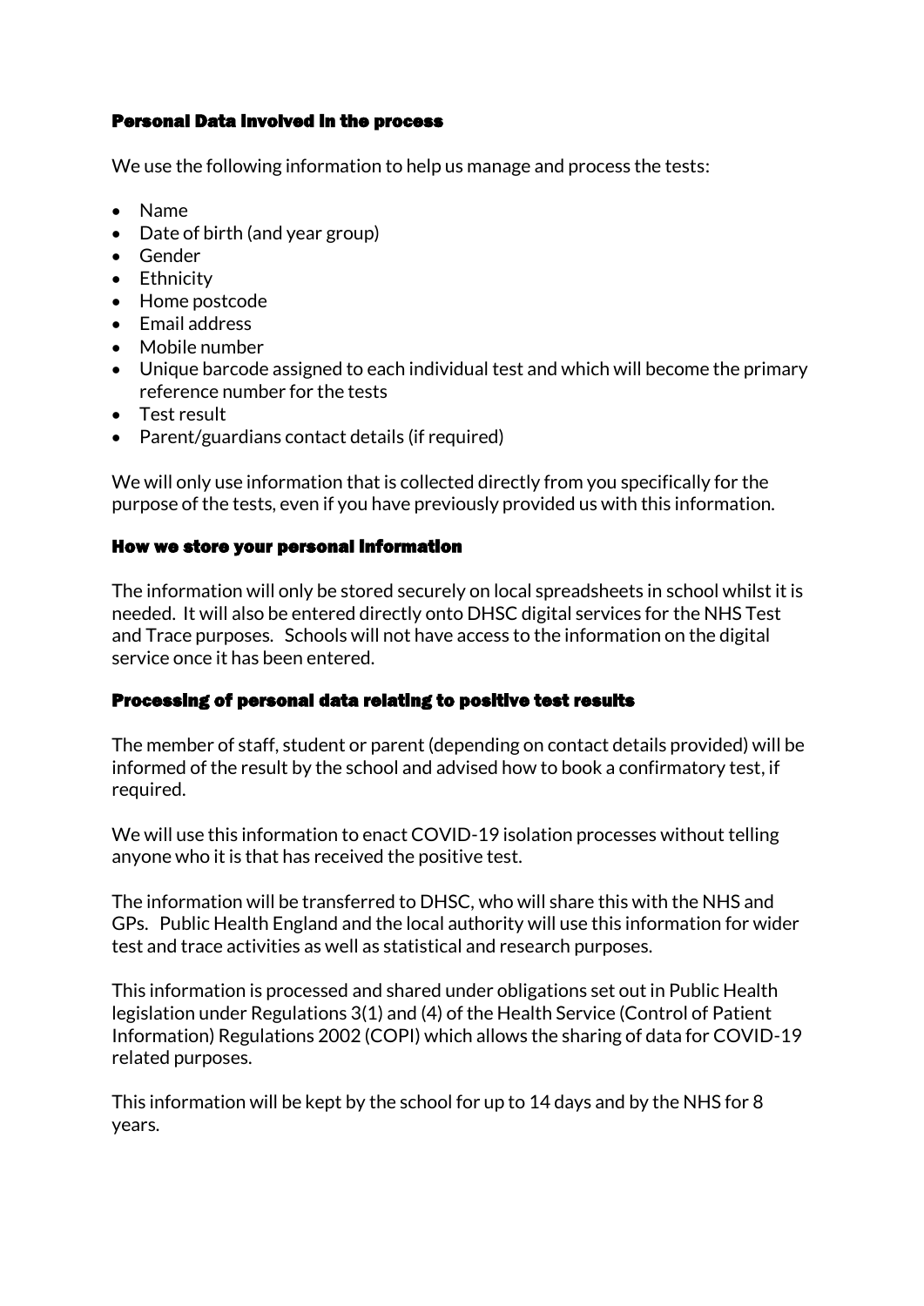## Personal Data involved in the process

We use the following information to help us manage and process the tests:

- Name
- Date of birth (and year group)
- Gender
- Ethnicity
- Home postcode
- Email address
- Mobile number
- Unique barcode assigned to each individual test and which will become the primary reference number for the tests
- Test result
- Parent/guardians contact details (if required)

We will only use information that is collected directly from you specifically for the purpose of the tests, even if you have previously provided us with this information.

## How we store your personal information

The information will only be stored securely on local spreadsheets in school whilst it is needed. It will also be entered directly onto DHSC digital services for the NHS Test and Trace purposes. Schools will not have access to the information on the digital service once it has been entered.

## Processing of personal data relating to positive test results

The member of staff, student or parent (depending on contact details provided) will be informed of the result by the school and advised how to book a confirmatory test, if required.

We will use this information to enact COVID-19 isolation processes without telling anyone who it is that has received the positive test.

The information will be transferred to DHSC, who will share this with the NHS and GPs. Public Health England and the local authority will use this information for wider test and trace activities as well as statistical and research purposes.

This information is processed and shared under obligations set out in Public Health legislation under Regulations 3(1) and (4) of the Health Service (Control of Patient Information) Regulations 2002 (COPI) which allows the sharing of data for COVID-19 related purposes.

This information will be kept by the school for up to 14 days and by the NHS for 8 years.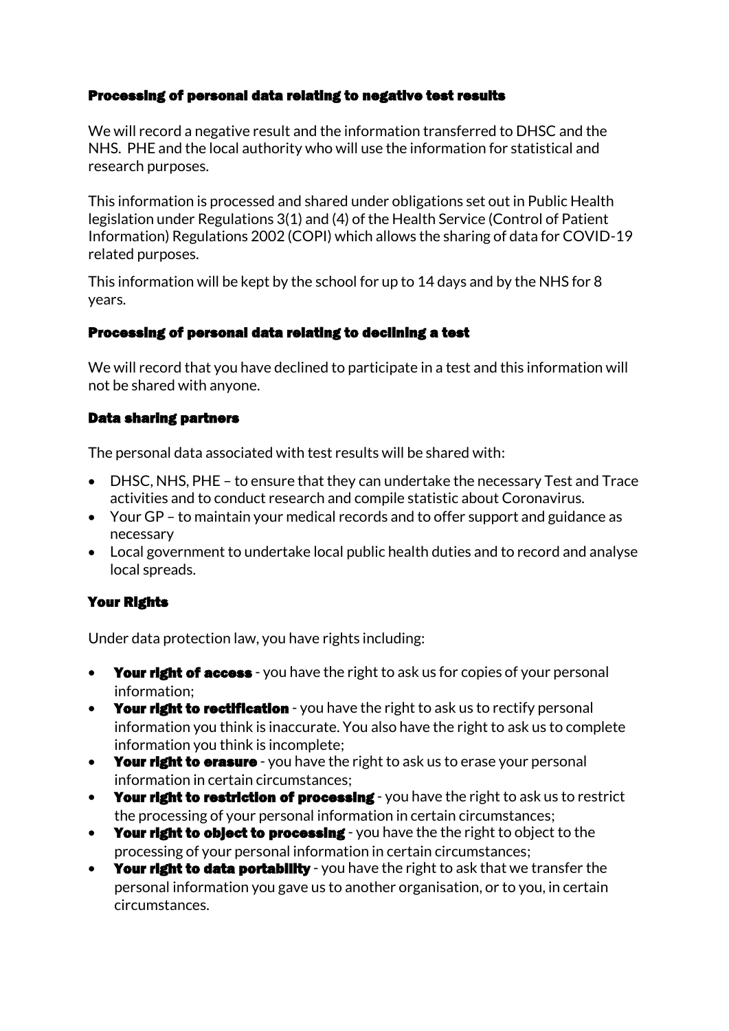### Processing of personal data relating to negative test results

We will record a negative result and the information transferred to DHSC and the NHS. PHE and the local authority who will use the information for statistical and research purposes.

This information is processed and shared under obligations set out in Public Health legislation under Regulations 3(1) and (4) of the Health Service (Control of Patient Information) Regulations 2002 (COPI) which allows the sharing of data for COVID-19 related purposes.

This information will be kept by the school for up to 14 days and by the NHS for 8 years.

### Processing of personal data relating to declining a test

We will record that you have declined to participate in a test and this information will not be shared with anyone.

### Data sharing partners

The personal data associated with test results will be shared with:

- DHSC, NHS, PHE – to ensure that they can undertake the necessary Test and Trace activities and to conduct research and compile statistic about Coronavirus.
- Your GP – to maintain your medical records and to offer support and guidance as necessary
- Local government to undertake local public health duties and to record and analyse local spreads.

### Your Rights

Under data protection law, you have rights including:

- **Your right of access** - you have the right to ask us for copies of your personal information;
- **Your right to rectification** - you have the right to ask us to rectify personal information you think is inaccurate. You also have the right to ask us to complete information you think is incomplete;
- **Your right to erasure** - you have the right to ask us to erase your personal information in certain circumstances;
- **Your right to restriction of processing** - you have the right to ask us to restrict the processing of your personal information in certain circumstances;
- **Your right to object to processing** - you have the the right to object to the processing of your personal information in certain circumstances;
- **Your right to data portability** - you have the right to ask that we transfer the personal information you gave us to another organisation, or to you, in certain circumstances.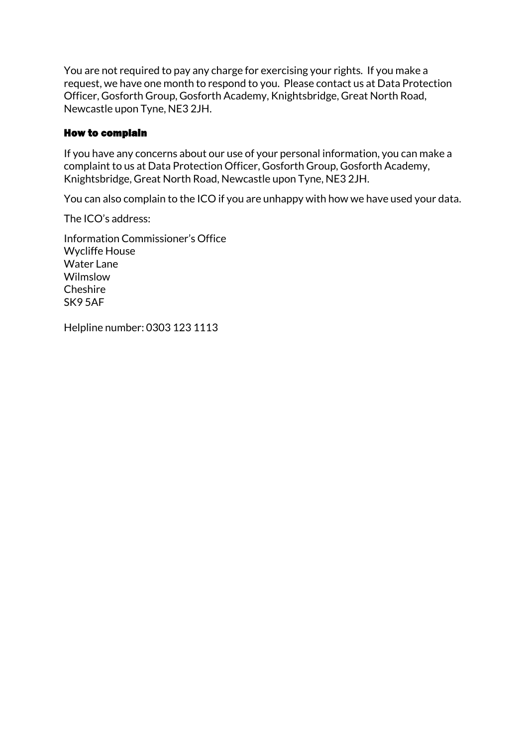You are not required to pay any charge for exercising your rights. If you make a request, we have one month to respond to you. Please contact us at Data Protection Officer, Gosforth Group, Gosforth Academy, Knightsbridge, Great North Road, Newcastle upon Tyne, NE3 2JH.

## How to complain

If you have any concerns about our use of your personal information, you can make a complaint to us at Data Protection Officer, Gosforth Group, Gosforth Academy, Knightsbridge, Great North Road, Newcastle upon Tyne, NE3 2JH.

You can also complain to the ICO if you are unhappy with how we have used your data.

The ICO's address:

Information Commissioner's Office
Wycliffe House
Water Lane
Wilmslow
Cheshire
SK9 5AF

Helpline number: 0303 123 1113